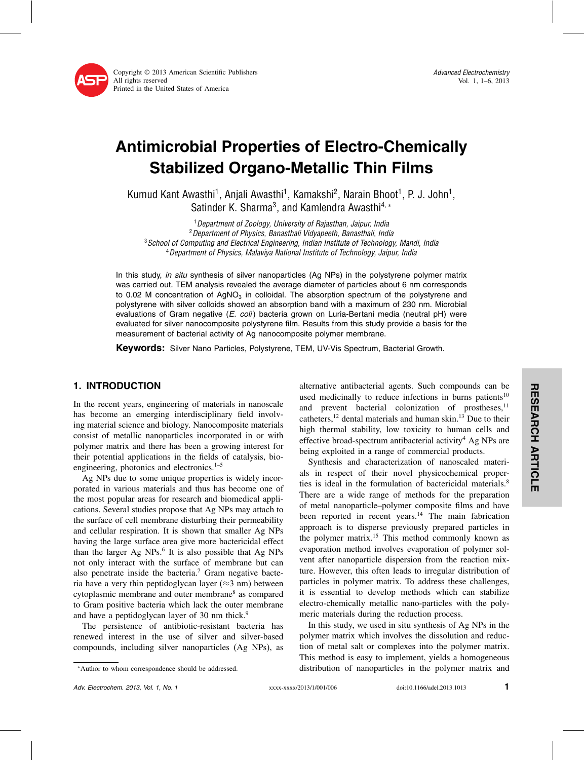# Antimicrobial Properties of Electro-Chemically Stabilized Organo-Metallic Thin Films

Kumud Kant Awasthi[1], Anjali Awasthi[1], Kamakshi[2], Narain Bhoot[1], P. J. John[1], Satinder K. Sharma[3], and Kamlendra Awasthi[4,*]

[1] *Department of Zoology, University of Rajasthan, Jaipur, India*
[2] *Department of Physics, Banasthali Vidyapeeth, Banasthali, India*
[3] *School of Computing and Electrical Engineering, Indian Institute of Technology, Mandi, India*
[4] *Department of Physics, Malaviya National Institute of Technology, Jaipur, India*

In this study, *in situ* synthesis of silver nanoparticles (Ag NPs) in the polystyrene polymer matrix was carried out. TEM analysis revealed the average diameter of particles about 6 nm corresponds to 0.02 M concentration of $AgNO_3$ in colloidal. The absorption spectrum of the polystyrene and polystyrene with silver colloids showed an absorption band with a maximum of 230 nm. Microbial evaluations of Gram negative (*E. coli*) bacteria grown on Luria-Bertani media (neutral pH) were evaluated for silver nanocomposite polystyrene film. Results from this study provide a basis for the measurement of bacterial activity of Ag nanocomposite polymer membrane.

**Keywords:** Silver Nano Particles, Polystyrene, TEM, UV-Vis Spectrum, Bacterial Growth.

## 1. INTRODUCTION

In the recent years, engineering of materials in nanoscale has become an emerging interdisciplinary field involving material science and biology. Nanocomposite materials consist of metallic nanoparticles incorporated in or with polymer matrix and there has been a growing interest for their potential applications in the fields of catalysis, bio-engineering, photonics and electronics.[1–5]

Ag NPs due to some unique properties is widely incorporated in various materials and thus has become one of the most popular areas for research and biomedical applications. Several studies propose that Ag NPs may attach to the surface of cell membrane disturbing their permeability and cellular respiration. It is shown that smaller Ag NPs having the large surface area give more bactericidal effect than the larger Ag NPs.[6] It is also possible that Ag NPs not only interact with the surface of membrane but can also penetrate inside the bacteria.[7] Gram negative bacteria have a very thin peptidoglycan layer ($\approx$3 nm) between cytoplasmic membrane and outer membrane[8] as compared to Gram positive bacteria which lack the outer membrane and have a peptidoglycan layer of 30 nm thick.[9]

The persistence of antibiotic-resistant bacteria has renewed interest in the use of silver and silver-based compounds, including silver nanoparticles (Ag NPs), as alternative antibacterial agents. Such compounds can be used medicinally to reduce infections in burns patients[10] and prevent bacterial colonization of prostheses,[11] catheters,[12] dental materials and human skin.[13] Due to their high thermal stability, low toxicity to human cells and effective broad-spectrum antibacterial activity[4] Ag NPs are being exploited in a range of commercial products.

Synthesis and characterization of nanoscaled materials in respect of their novel physicochemical properties is ideal in the formulation of bactericidal materials.[8] There are a wide range of methods for the preparation of metal nanoparticle–polymer composite films and have been reported in recent years.[14] The main fabrication approach is to disperse previously prepared particles in the polymer matrix.[15] This method commonly known as evaporation method involves evaporation of polymer solvent after nanoparticle dispersion from the reaction mixture. However, this often leads to irregular distribution of particles in polymer matrix. To address these challenges, it is essential to develop methods which can stabilize electro-chemically metallic nano-particles with the polymeric materials during the reduction process.

In this study, we used in situ synthesis of Ag NPs in the polymer matrix which involves the dissolution and reduction of metal salt or complexes into the polymer matrix. This method is easy to implement, yields a homogeneous distribution of nanoparticles in the polymer matrix and

*Author to whom correspondence should be addressed.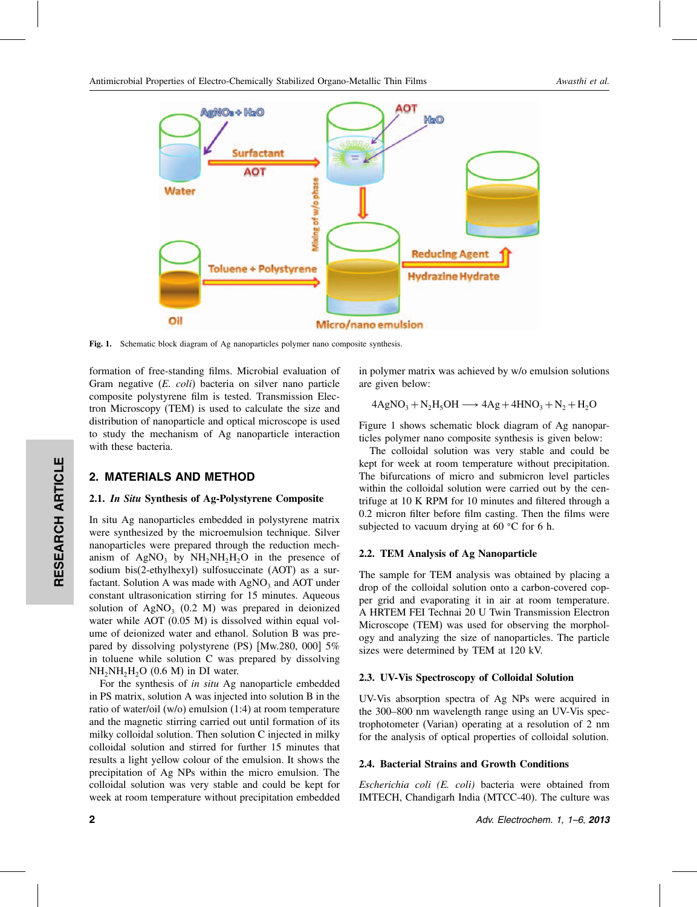Fig. 1. Schematic block diagram of Ag nanoparticles polymer nano composite synthesis.

formation of free-standing films. Microbial evaluation of Gram negative (*E. coli*) bacteria on silver nano particle composite polystyrene film is tested. Transmission Electron Microscopy (TEM) is used to calculate the size and distribution of nanoparticle and optical microscope is used to study the mechanism of Ag nanoparticle interaction with these bacteria.

## 2. MATERIALS AND METHOD

### 2.1. *In Situ* Synthesis of Ag-Polystyrene Composite

In situ Ag nanoparticles embedded in polystyrene matrix were synthesized by the microemulsion technique. Silver nanoparticles were prepared through the reduction mechanism of $AgNO_3$ by $NH_2NH_2H_2O$ in the presence of sodium bis(2-ethylhexyl) sulfosuccinate (AOT) as a surfactant. Solution A was made with $AgNO_3$ and AOT under constant ultrasonication stirring for 15 minutes. Aqueous solution of $AgNO_3$ (0.2 M) was prepared in deionized water while AOT (0.05 M) is dissolved within equal volume of deionized water and ethanol. Solution B was prepared by dissolving polystyrene (PS) [Mw.280, 000] 5% in toluene while solution C was prepared by dissolving $NH_2NH_2H_2O$ (0.6 M) in DI water.

For the synthesis of *in situ* Ag nanoparticle embedded in PS matrix, solution A was injected into solution B in the ratio of water/oil (w/o) emulsion (1:4) at room temperature and the magnetic stirring carried out until formation of its milky colloidal solution. Then solution C injected in milky colloidal solution and stirred for further 15 minutes that results a light yellow colour of the emulsion. It shows the precipitation of Ag NPs within the micro emulsion. The colloidal solution was very stable and could be kept for week at room temperature without precipitation embedded in polymer matrix was achieved by w/o emulsion solutions are given below:

$$4AgNO_3 + N_2H_5OH \longrightarrow 4Ag + 4HNO_3 + N_2 + H_2O$$

Figure 1 shows schematic block diagram of Ag nanoparticles polymer nano composite synthesis is given below:

The colloidal solution was very stable and could be kept for week at room temperature without precipitation. The bifurcations of micro and submicron level particles within the colloidal solution were carried out by the centrifuge at 10 K RPM for 10 minutes and filtered through a 0.2 micron filter before film casting. Then the films were subjected to vacuum drying at 60 °C for 6 h.

### 2.2. TEM Analysis of Ag Nanoparticle

The sample for TEM analysis was obtained by placing a drop of the colloidal solution onto a carbon-covered copper grid and evaporating it in air at room temperature. A HRTEM FEI Technai 20 U Twin Transmission Electron Microscope (TEM) was used for observing the morphology and analyzing the size of nanoparticles. The particle sizes were determined by TEM at 120 kV.

### 2.3. UV-Vis Spectroscopy of Colloidal Solution

UV-Vis absorption spectra of Ag NPs were acquired in the 300–800 nm wavelength range using an UV-Vis spectrophotometer (Varian) operating at a resolution of 2 nm for the analysis of optical properties of colloidal solution.

### 2.4. Bacterial Strains and Growth Conditions

*Escherichia coli (E. coli)* bacteria were obtained from IMTECH, Chandigarh India (MTCC-40). The culture was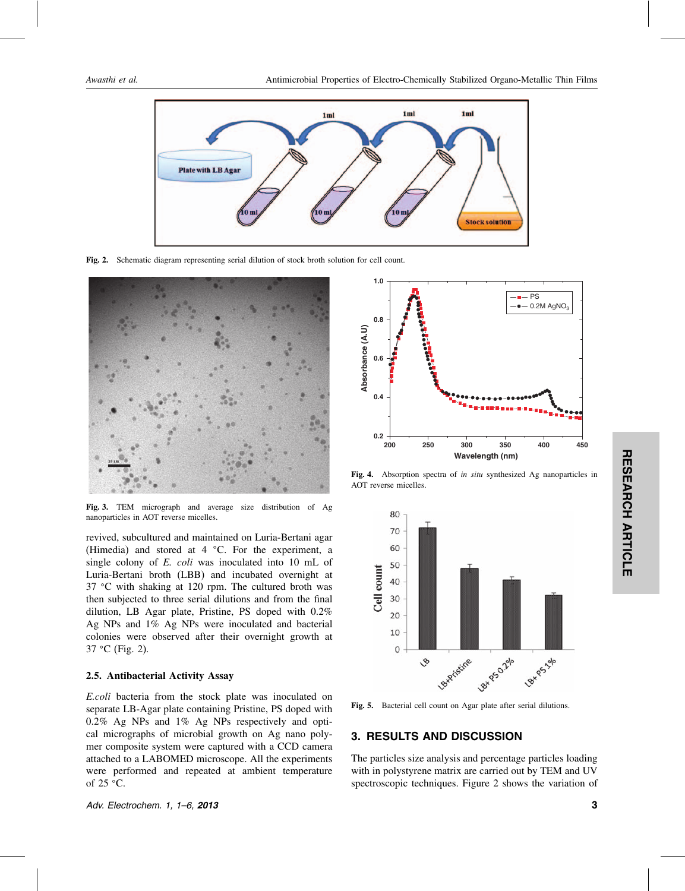Fig. 2. Schematic diagram representing serial dilution of stock broth solution for cell count.

Fig. 3. TEM micrograph and average size distribution of Ag nanoparticles in AOT reverse micelles.

Fig. 4. Absorption spectra of *in situ* synthesized Ag nanoparticles in AOT reverse micelles.

Fig. 5. Bacterial cell count on Agar plate after serial dilutions.

revived, subcultured and maintained on Luria-Bertani agar (Himedia) and stored at 4 °C. For the experiment, a single colony of *E. coli* was inoculated into 10 mL of Luria-Bertani broth (LBB) and incubated overnight at 37 °C with shaking at 120 rpm. The cultured broth was then subjected to three serial dilutions and from the final dilution, LB Agar plate, Pristine, PS doped with 0.2% Ag NPs and 1% Ag NPs were inoculated and bacterial colonies were observed after their overnight growth at 37 °C (Fig. 2).

### 2.5. Antibacterial Activity Assay

*E.coli* bacteria from the stock plate was inoculated on separate LB-Agar plate containing Pristine, PS doped with 0.2% Ag NPs and 1% Ag NPs respectively and optical micrographs of microbial growth on Ag nano polymer composite system were captured with a CCD camera attached to a LABOMED microscope. All the experiments were performed and repeated at ambient temperature of 25 °C.

## 3. RESULTS AND DISCUSSION

The particles size analysis and percentage particles loading with in polystyrene matrix are carried out by TEM and UV spectroscopic techniques. Figure 2 shows the variation of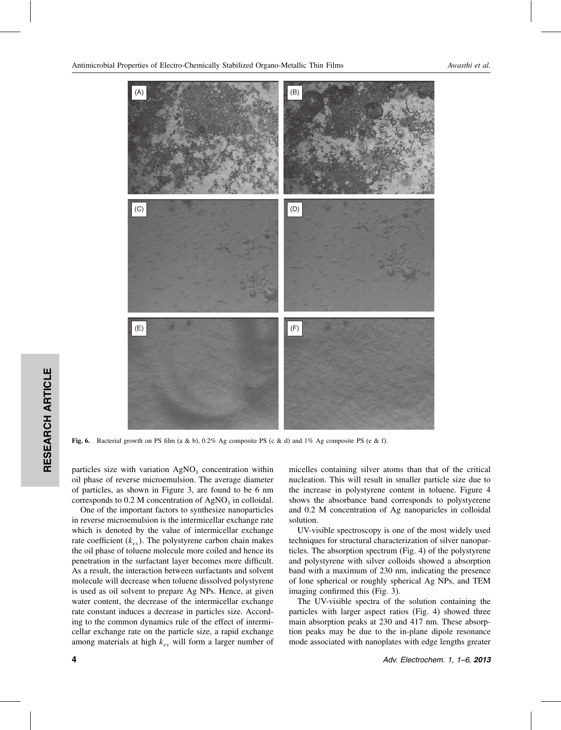Fig. 6. Bacterial growth on PS film (a & b), 0.2% Ag composite PS (c & d) and 1% Ag composite PS (e & f).

particles size with variation $AgNO_3$ concentration within oil phase of reverse microemulsion. The average diameter of particles, as shown in Figure 3, are found to be 6 nm corresponds to 0.2 M concentration of $AgNO_3$ in colloidal.

One of the important factors to synthesize nanoparticles in reverse microemulsion is the intermicellar exchange rate which is denoted by the value of intermicellar exchange rate coefficient ($k_{ex}$). The polystyrene carbon chain makes the oil phase of toluene molecule more coiled and hence its penetration in the surfactant layer becomes more difficult. As a result, the interaction between surfactants and solvent molecule will decrease when toluene dissolved polystyrene is used as oil solvent to prepare Ag NPs. Hence, at given water content, the decrease of the intermicellar exchange rate constant induces a decrease in particles size. According to the common dynamics rule of the effect of intermicellar exchange rate on the particle size, a rapid exchange among materials at high $k_{ex}$ will form a larger number of micelles containing silver atoms than that of the critical nucleation. This will result in smaller particle size due to the increase in polystyrene content in toluene. Figure 4 shows the absorbance band corresponds to polystyerene and 0.2 M concentration of Ag nanoparicles in colloidal solution.

UV-visible spectroscopy is one of the most widely used techniques for structural characterization of silver nanoparticles. The absorption spectrum (Fig. 4) of the polystyrene and polystyrene with silver colloids showed a absorption band with a maximum of 230 nm, indicating the presence of lone spherical or roughly spherical Ag NPs, and TEM imaging confirmed this (Fig. 3).

The UV-visible spectra of the solution containing the particles with larger aspect ratios (Fig. 4) showed three main absorption peaks at 230 and 417 nm. These absorption peaks may be due to the in-plane dipole resonance mode associated with nanoplates with edge lengths greater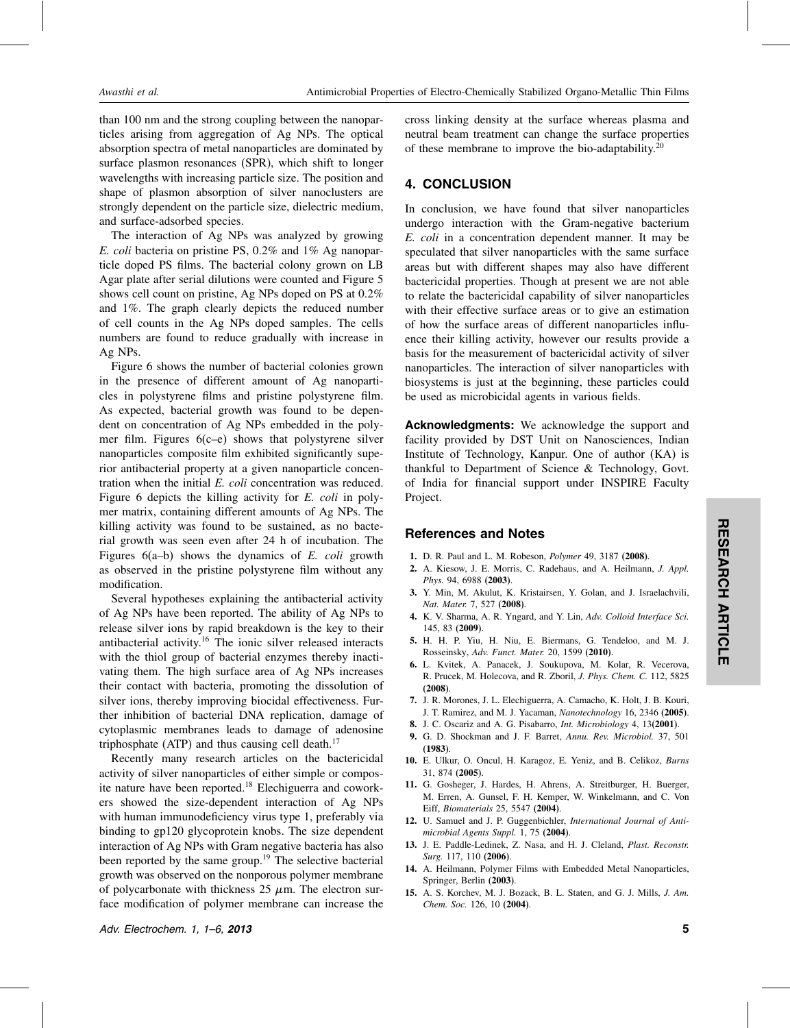than 100 nm and the strong coupling between the nanoparticles arising from aggregation of Ag NPs. The optical absorption spectra of metal nanoparticles are dominated by surface plasmon resonances (SPR), which shift to longer wavelengths with increasing particle size. The position and shape of plasmon absorption of silver nanoclusters are strongly dependent on the particle size, dielectric medium, and surface-adsorbed species.

The interaction of Ag NPs was analyzed by growing *E. coli* bacteria on pristine PS, 0.2% and 1% Ag nanoparticle doped PS films. The bacterial colony grown on LB Agar plate after serial dilutions were counted and Figure 5 shows cell count on pristine, Ag NPs doped on PS at 0.2% and 1%. The graph clearly depicts the reduced number of cell counts in the Ag NPs doped samples. The cells numbers are found to reduce gradually with increase in Ag NPs.

Figure 6 shows the number of bacterial colonies grown in the presence of different amount of Ag nanoparticles in polystyrene films and pristine polystyrene film. As expected, bacterial growth was found to be dependent on concentration of Ag NPs embedded in the polymer film. Figures 6(c–e) shows that polystyrene silver nanoparticles composite film exhibited significantly superior antibacterial property at a given nanoparticle concentration when the initial *E. coli* concentration was reduced. Figure 6 depicts the killing activity for *E. coli* in polymer matrix, containing different amounts of Ag NPs. The killing activity was found to be sustained, as no bacterial growth was seen even after 24 h of incubation. The Figures 6(a–b) shows the dynamics of *E. coli* growth as observed in the pristine polystyrene film without any modification.

Several hypotheses explaining the antibacterial activity of Ag NPs have been reported. The ability of Ag NPs to release silver ions by rapid breakdown is the key to their antibacterial activity.[16] The ionic silver released interacts with the thiol group of bacterial enzymes thereby inactivating them. The high surface area of Ag NPs increases their contact with bacteria, promoting the dissolution of silver ions, thereby improving biocidal effectiveness. Further inhibition of bacterial DNA replication, damage of cytoplasmic membranes leads to damage of adenosine triphosphate (ATP) and thus causing cell death.[17]

Recently many research articles on the bactericidal activity of silver nanoparticles of either simple or composite nature have been reported.[18] Elechiguerra and coworkers showed the size-dependent interaction of Ag NPs with human immunodeficiency virus type 1, preferably via binding to gp120 glycoprotein knobs. The size dependent interaction of Ag NPs with Gram negative bacteria has also been reported by the same group.[19] The selective bacterial growth was observed on the nonporous polymer membrane of polycarbonate with thickness 25 $\mu$m. The electron surface modification of polymer membrane can increase the cross linking density at the surface whereas plasma and neutral beam treatment can change the surface properties of these membrane to improve the bio-adaptability.[20]

## 4. CONCLUSION

In conclusion, we have found that silver nanoparticles undergo interaction with the Gram-negative bacterium *E. coli* in a concentration dependent manner. It may be speculated that silver nanoparticles with the same surface areas but with different shapes may also have different bactericidal properties. Though at present we are not able to relate the bactericidal capability of silver nanoparticles with their effective surface areas or to give an estimation of how the surface areas of different nanoparticles influence their killing activity, however our results provide a basis for the measurement of bactericidal activity of silver nanoparticles. The interaction of silver nanoparticles with biosystems is just at the beginning, these particles could be used as microbicidal agents in various fields.

**Acknowledgments:** We acknowledge the support and facility provided by DST Unit on Nanosciences, Indian Institute of Technology, Kanpur. One of author (KA) is thankful to Department of Science & Technology, Govt. of India for financial support under INSPIRE Faculty Project.

## References and Notes

1. D. R. Paul and L. M. Robeson, *Polymer* 49, 3187 **(2008)**.
2. A. Kiesow, J. E. Morris, C. Radehaus, and A. Heilmann, *J. Appl. Phys.* 94, 6988 **(2003)**.
3. Y. Min, M. Akulut, K. Kristairsen, Y. Golan, and J. Israelachvili, *Nat. Mater.* 7, 527 **(2008)**.
4. K. V. Sharma, A. R. Yngard, and Y. Lin, *Adv. Colloid Interface Sci.* 145, 83 **(2009)**.
5. H. H. P. Yiu, H. Niu, E. Biermans, G. Tendeloo, and M. J. Rosseinsky, *Adv. Funct. Mater.* 20, 1599 **(2010)**.
6. L. Kvitek, A. Panacek, J. Soukupova, M. Kolar, R. Vecerova, R. Prucek, M. Holecova, and R. Zboril, *J. Phys. Chem. C.* 112, 5825 **(2008)**.
7. J. R. Morones, J. L. Elechiguerra, A. Camacho, K. Holt, J. B. Kouri, J. T. Ramirez, and M. J. Yacaman, *Nanotechnology* 16, 2346 **(2005)**.
8. J. C. Oscariz and A. G. Pisabarro, *Int. Microbiology* 4, 13**(2001)**.
9. G. D. Shockman and J. F. Barret, *Annu. Rev. Microbiol.* 37, 501 **(1983)**.
10. E. Ulkur, O. Oncul, H. Karagoz, E. Yeniz, and B. Celikoz, *Burns* 31, 874 **(2005)**.
11. G. Gosheger, J. Hardes, H. Ahrens, A. Streitburger, H. Buerger, M. Erren, A. Gunsel, F. H. Kemper, W. Winkelmann, and C. Von Eiff, *Biomaterials* 25, 5547 **(2004)**.
12. U. Samuel and J. P. Guggenbichler, *International Journal of Antimicrobial Agents Suppl.* 1, 75 **(2004)**.
13. J. E. Paddle-Ledinek, Z. Nasa, and H. J. Cleland, *Plast. Reconstr. Surg.* 117, 110 **(2006)**.
14. A. Heilmann, Polymer Films with Embedded Metal Nanoparticles, Springer, Berlin **(2003)**.
15. A. S. Korchev, M. J. Bozack, B. L. Staten, and G. J. Mills, *J. Am. Chem. Soc.* 126, 10 **(2004)**.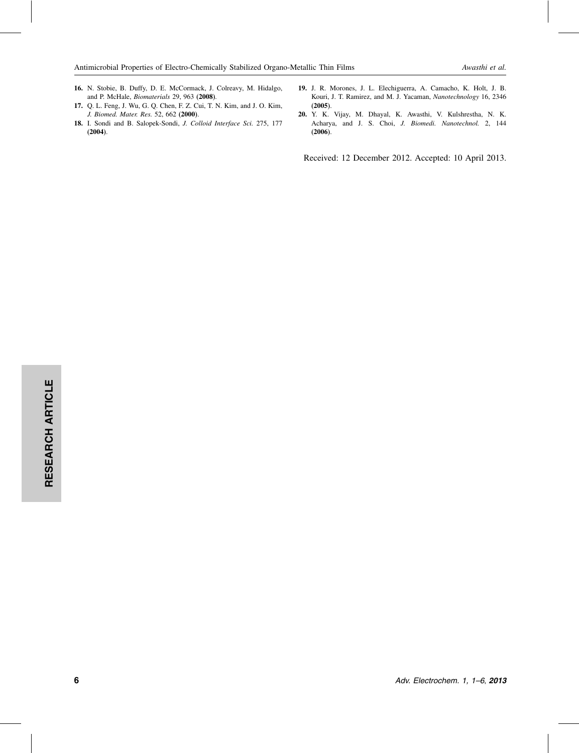16. N. Stobie, B. Duffy, D. E. McCormack, J. Colreavy, M. Hidalgo, and P. McHale, *Biomaterials* 29, 963 **(2008)**.
17. Q. L. Feng, J. Wu, G. Q. Chen, F. Z. Cui, T. N. Kim, and J. O. Kim, *J. Biomed. Mater. Res.* 52, 662 **(2000)**.
18. I. Sondi and B. Salopek-Sondi, *J. Colloid Interface Sci.* 275, 177 **(2004)**.
19. J. R. Morones, J. L. Elechiguerra, A. Camacho, K. Holt, J. B. Kouri, J. T. Ramirez, and M. J. Yacaman, *Nanotechnology* 16, 2346 **(2005)**.
20. Y. K. Vijay, M. Dhayal, K. Awasthi, V. Kulshrestha, N. K. Acharya, and J. S. Choi, *J. Biomedi. Nanotechnol.* 2, 144 **(2006)**.

Received: 12 December 2012. Accepted: 10 April 2013.